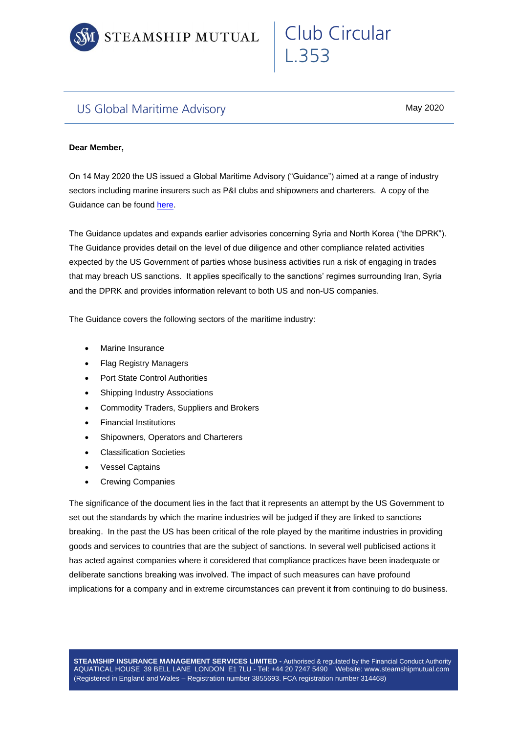STEAMSHIP MUTUAL

# Club Circular L.353

## US Global Maritime Advisory

May 2020

**Dear Member,**

On 14 May 2020 the US issued a Global Maritime Advisory ("Guidance") aimed at a range of industry sectors including marine insurers such as P&I clubs and shipowners and charterers. A copy of the Guidance can be found [here](#).

The Guidance updates and expands earlier advisories concerning Syria and North Korea ("the DPRK"). The Guidance provides detail on the level of due diligence and other compliance related activities expected by the US Government of parties whose business activities run a risk of engaging in trades that may breach US sanctions. It applies specifically to the sanctions' regimes surrounding Iran, Syria and the DPRK and provides information relevant to both US and non-US companies.

The Guidance covers the following sectors of the maritime industry:

- Marine Insurance
- Flag Registry Managers
- Port State Control Authorities
- Shipping Industry Associations
- Commodity Traders, Suppliers and Brokers
- Financial Institutions
- Shipowners, Operators and Charterers
- Classification Societies
- Vessel Captains
- Crewing Companies

The significance of the document lies in the fact that it represents an attempt by the US Government to set out the standards by which the marine industries will be judged if they are linked to sanctions breaking. In the past the US has been critical of the role played by the maritime industries in providing goods and services to countries that are the subject of sanctions. In several well publicised actions it has acted against companies where it considered that compliance practices have been inadequate or deliberate sanctions breaking was involved. The impact of such measures can have profound implications for a company and in extreme circumstances can prevent it from continuing to do business.

**STEAMSHIP INSURANCE MANAGEMENT SERVICES LIMITED -** Authorised & regulated by the Financial Conduct Authority
AQUATICAL HOUSE 39 BELL LANE LONDON E1 7LU - Tel: +44 20 7247 5490 Website: www.steamshipmutual.com
(Registered in England and Wales – Registration number 3855693. FCA registration number 314468)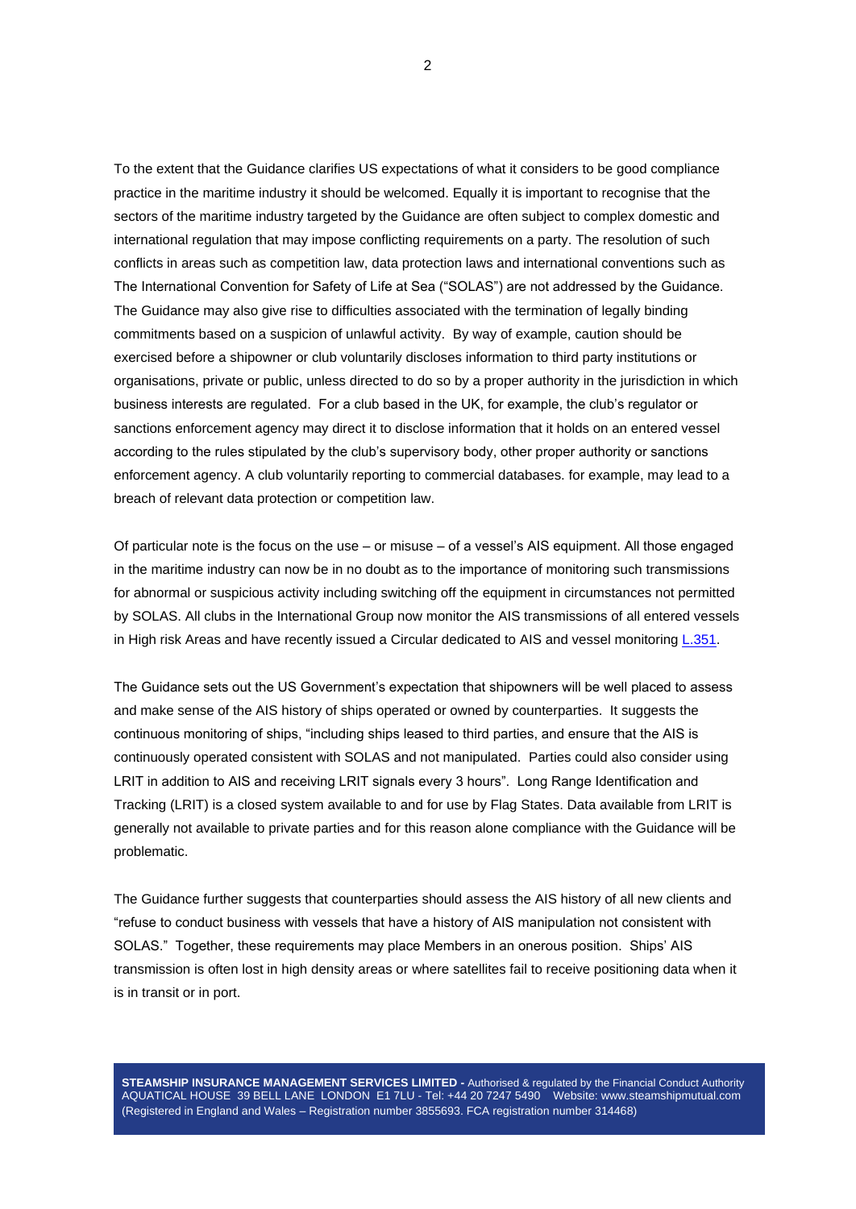To the extent that the Guidance clarifies US expectations of what it considers to be good compliance practice in the maritime industry it should be welcomed. Equally it is important to recognise that the sectors of the maritime industry targeted by the Guidance are often subject to complex domestic and international regulation that may impose conflicting requirements on a party. The resolution of such conflicts in areas such as competition law, data protection laws and international conventions such as The International Convention for Safety of Life at Sea ("SOLAS") are not addressed by the Guidance. The Guidance may also give rise to difficulties associated with the termination of legally binding commitments based on a suspicion of unlawful activity. By way of example, caution should be exercised before a shipowner or club voluntarily discloses information to third party institutions or organisations, private or public, unless directed to do so by a proper authority in the jurisdiction in which business interests are regulated. For a club based in the UK, for example, the club's regulator or sanctions enforcement agency may direct it to disclose information that it holds on an entered vessel according to the rules stipulated by the club's supervisory body, other proper authority or sanctions enforcement agency. A club voluntarily reporting to commercial databases. for example, may lead to a breach of relevant data protection or competition law.

Of particular note is the focus on the use – or misuse – of a vessel's AIS equipment. All those engaged in the maritime industry can now be in no doubt as to the importance of monitoring such transmissions for abnormal or suspicious activity including switching off the equipment in circumstances not permitted by SOLAS. All clubs in the International Group now monitor the AIS transmissions of all entered vessels in High risk Areas and have recently issued a Circular dedicated to AIS and vessel monitoring L.351.

The Guidance sets out the US Government's expectation that shipowners will be well placed to assess and make sense of the AIS history of ships operated or owned by counterparties. It suggests the continuous monitoring of ships, "including ships leased to third parties, and ensure that the AIS is continuously operated consistent with SOLAS and not manipulated. Parties could also consider using LRIT in addition to AIS and receiving LRIT signals every 3 hours". Long Range Identification and Tracking (LRIT) is a closed system available to and for use by Flag States. Data available from LRIT is generally not available to private parties and for this reason alone compliance with the Guidance will be problematic.

The Guidance further suggests that counterparties should assess the AIS history of all new clients and "refuse to conduct business with vessels that have a history of AIS manipulation not consistent with SOLAS." Together, these requirements may place Members in an onerous position. Ships' AIS transmission is often lost in high density areas or where satellites fail to receive positioning data when it is in transit or in port.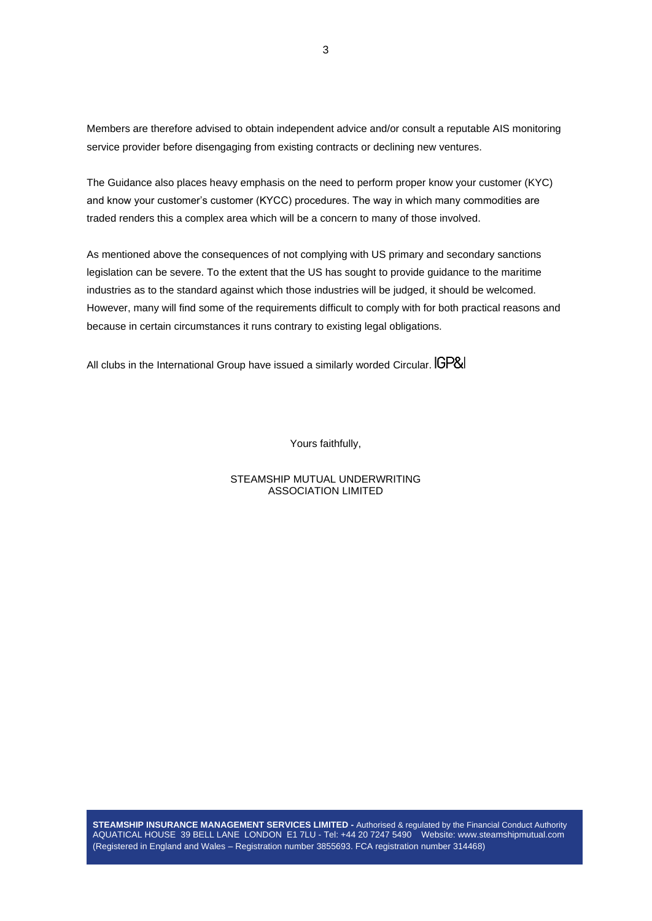Members are therefore advised to obtain independent advice and/or consult a reputable AIS monitoring service provider before disengaging from existing contracts or declining new ventures.

The Guidance also places heavy emphasis on the need to perform proper know your customer (KYC) and know your customer's customer (KYCC) procedures. The way in which many commodities are traded renders this a complex area which will be a concern to many of those involved.

As mentioned above the consequences of not complying with US primary and secondary sanctions legislation can be severe. To the extent that the US has sought to provide guidance to the maritime industries as to the standard against which those industries will be judged, it should be welcomed. However, many will find some of the requirements difficult to comply with for both practical reasons and because in certain circumstances it runs contrary to existing legal obligations.

All clubs in the International Group have issued a similarly worded Circular. IGP&I

Yours faithfully,

STEAMSHIP MUTUAL UNDERWRITING
ASSOCIATION LIMITED

**STEAMSHIP INSURANCE MANAGEMENT SERVICES LIMITED -** Authorised & regulated by the Financial Conduct Authority
AQUATICAL HOUSE 39 BELL LANE LONDON E1 7LU - Tel: +44 20 7247 5490 Website: www.steamshipmutual.com
(Registered in England and Wales – Registration number 3855693. FCA registration number 314468)